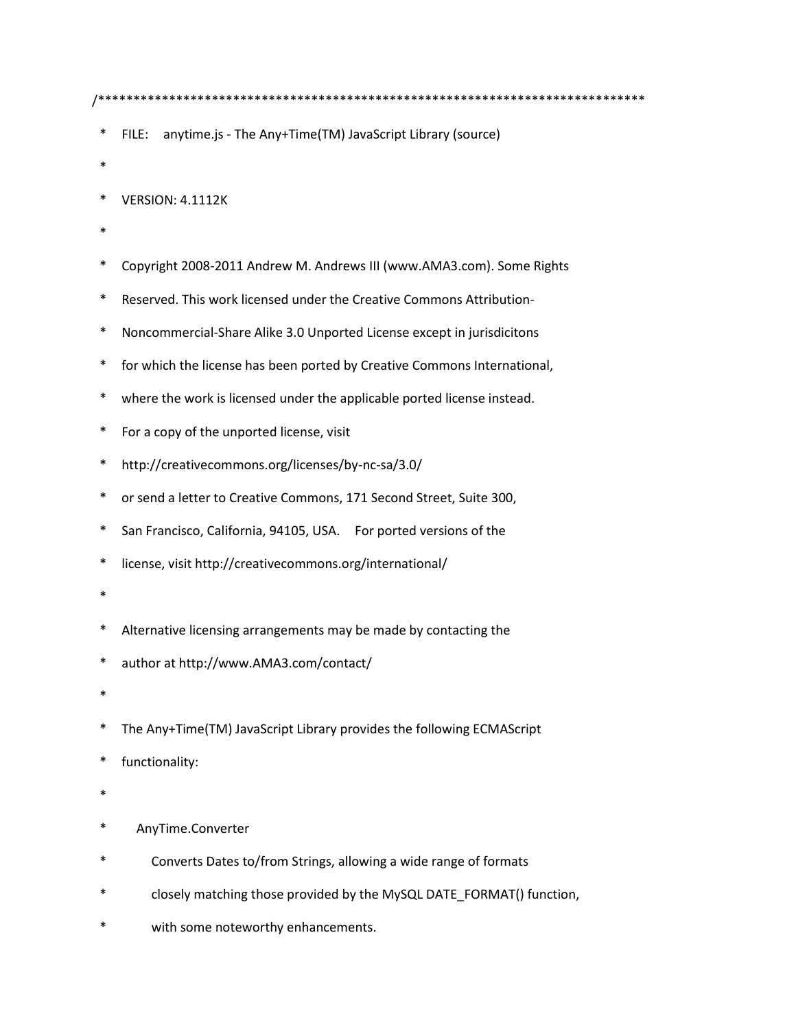```
/*****************************************************************************
 *  FILE:   anytime.js - The Any+Time(TM) JavaScript Library (source)
 *
 *  VERSION: 4.1112K
 *
 *  Copyright 2008-2011 Andrew M. Andrews III (www.AMA3.com). Some Rights
 *  Reserved. This work licensed under the Creative Commons Attribution-
 *  Noncommercial-Share Alike 3.0 Unported License except in jurisdicitons
 *  for which the license has been ported by Creative Commons International,
 *  where the work is licensed under the applicable ported license instead.
 *  For a copy of the unported license, visit
 *  http://creativecommons.org/licenses/by-nc-sa/3.0/
 *  or send a letter to Creative Commons, 171 Second Street, Suite 300,
 *  San Francisco, California, 94105, USA.   For ported versions of the
 *  license, visit http://creativecommons.org/international/
 *
 *  Alternative licensing arrangements may be made by contacting the
 *  author at http://www.AMA3.com/contact/
 *
 *  The Any+Time(TM) JavaScript Library provides the following ECMAScript
 *  functionality:
 *
 *    AnyTime.Converter
 *      Converts Dates to/from Strings, allowing a wide range of formats
 *      closely matching those provided by the MySQL DATE_FORMAT() function,
 *      with some noteworthy enhancements.
```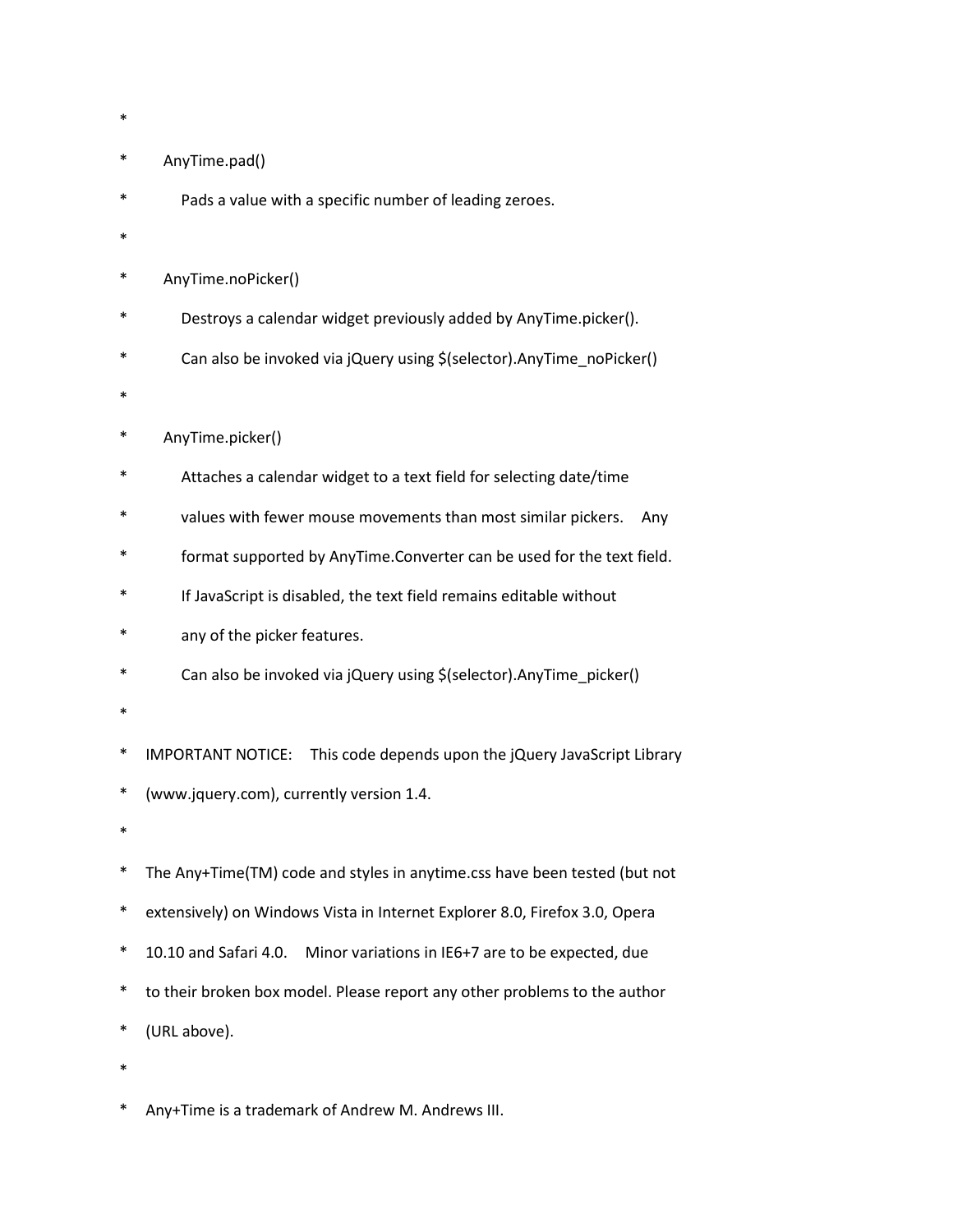```
*
*     AnyTime.pad()
*         Pads a value with a specific number of leading zeroes.
*
*     AnyTime.noPicker()
*         Destroys a calendar widget previously added by AnyTime.picker().
*         Can also be invoked via jQuery using $(selector).AnyTime_noPicker()
*
*     AnyTime.picker()
*         Attaches a calendar widget to a text field for selecting date/time
*         values with fewer mouse movements than most similar pickers.  Any
*         format supported by AnyTime.Converter can be used for the text field.
*         If JavaScript is disabled, the text field remains editable without
*         any of the picker features.
*         Can also be invoked via jQuery using $(selector).AnyTime_picker()
*
*  IMPORTANT NOTICE:  This code depends upon the jQuery JavaScript Library
*  (www.jquery.com), currently version 1.4.
*
*  The Any+Time(TM) code and styles in anytime.css have been tested (but not
*  extensively) on Windows Vista in Internet Explorer 8.0, Firefox 3.0, Opera
*  10.10 and Safari 4.0.  Minor variations in IE6+7 are to be expected, due
*  to their broken box model. Please report any other problems to the author
*  (URL above).
*
*  Any+Time is a trademark of Andrew M. Andrews III.
```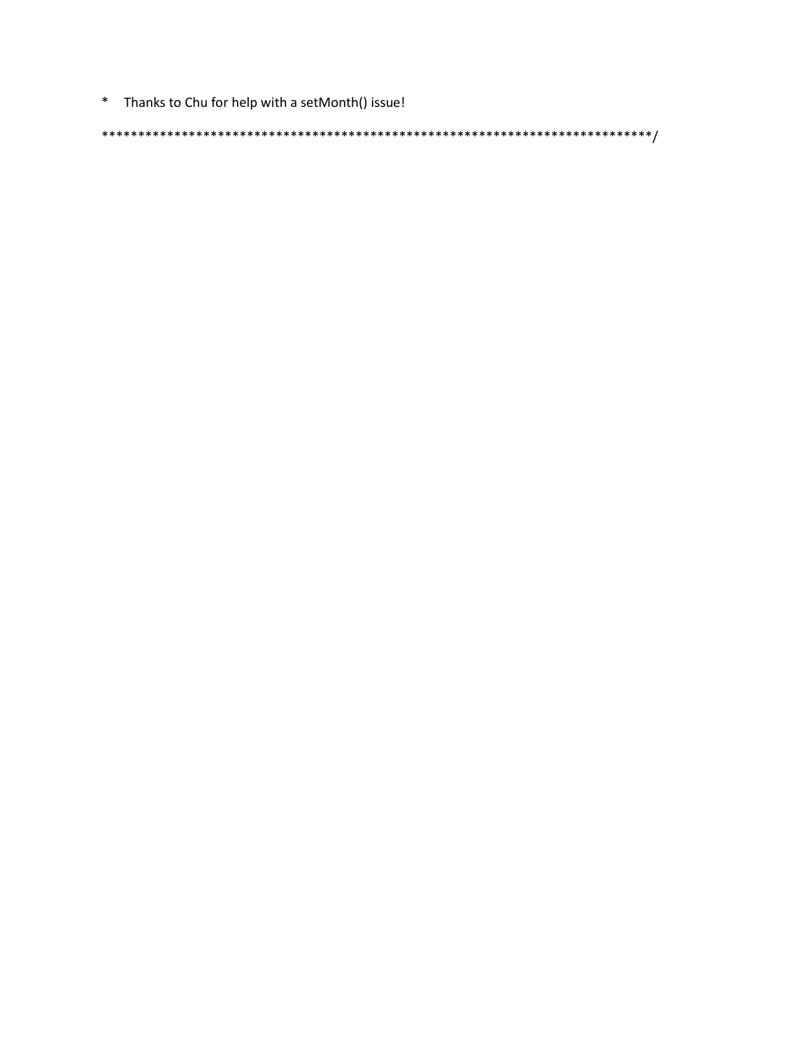```
*    Thanks to Chu for help with a setMonth() issue!

****************************************************************************/
```